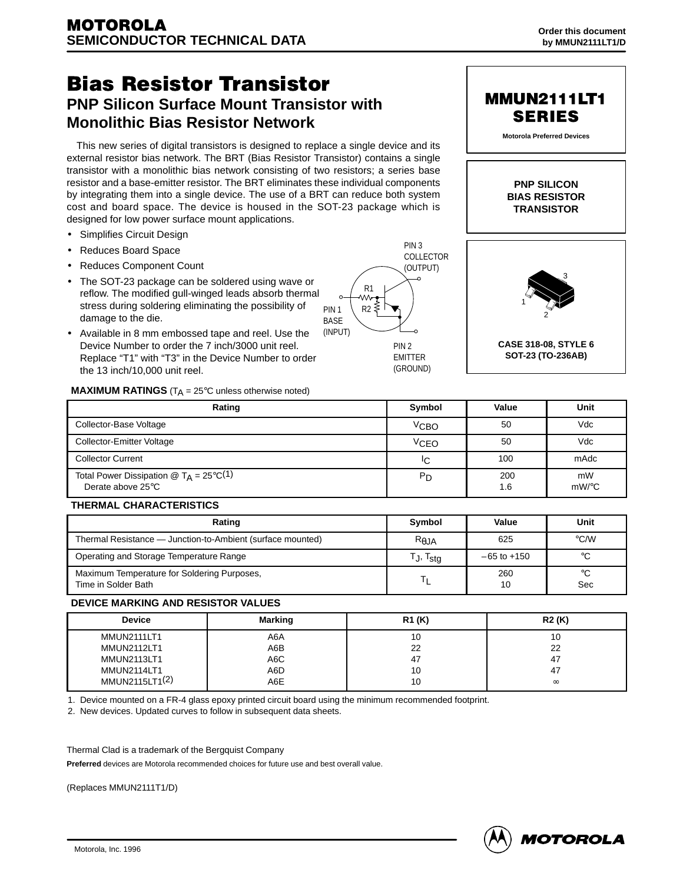**MOTOROLA**
**SEMICONDUCTOR TECHNICAL DATA**

Order this document by MMUN2111LT1/D

# Bias Resistor Transistor

## PNP Silicon Surface Mount Transistor with Monolithic Bias Resistor Network

**MMUN2111LT1 SERIES**

**Motorola Preferred Devices**

**PNP SILICON BIAS RESISTOR TRANSISTOR**

This new series of digital transistors is designed to replace a single device and its external resistor bias network. The BRT (Bias Resistor Transistor) contains a single transistor with a monolithic bias network consisting of two resistors; a series base resistor and a base-emitter resistor. The BRT eliminates these individual components by integrating them into a single device. The use of a BRT can reduce both system cost and board space. The device is housed in the SOT-23 package which is designed for low power surface mount applications.

- Simplifies Circuit Design
- Reduces Board Space
- Reduces Component Count
- The SOT-23 package can be soldered using wave or reflow. The modified gull-winged leads absorb thermal stress during soldering eliminating the possibility of damage to the die.
- Available in 8 mm embossed tape and reel. Use the Device Number to order the 7 inch/3000 unit reel. Replace “T1” with “T3” in the Device Number to order the 13 inch/10,000 unit reel.

PIN 3 COLLECTOR (OUTPUT)
PIN 1 BASE (INPUT)
PIN 2 EMITTER (GROUND)
R1
R2

**CASE 318-08, STYLE 6**
**SOT-23 (TO-236AB)**

**MAXIMUM RATINGS** ($T_A$ = 25°C unless otherwise noted)

| Rating | Symbol | Value | Unit |
|---|---|---|---|
| Collector-Base Voltage | $V_{CBO}$ | 50 | Vdc |
| Collector-Emitter Voltage | $V_{CEO}$ | 50 | Vdc |
| Collector Current | $I_C$ | 100 | mAdc |
| Total Power Dissipation @ $T_A$ = 25°C(1)<br>Derate above 25°C | $P_D$ | 200<br>1.6 | mW<br>mW/°C |

**THERMAL CHARACTERISTICS**

| Rating | Symbol | Value | Unit |
|---|---|---|---|
| Thermal Resistance — Junction-to-Ambient (surface mounted) | $R_{\theta JA}$ | 625 | °C/W |
| Operating and Storage Temperature Range | $T_J$, $T_{stg}$ | –65 to +150 | °C |
| Maximum Temperature for Soldering Purposes,<br>Time in Solder Bath | $T_L$ | 260<br>10 | °C<br>Sec |

**DEVICE MARKING AND RESISTOR VALUES**

| Device | Marking | R1 (K) | R2 (K) |
|---|---|---|---|
| MMUN2111LT1 | A6A | 10 | 10 |
| MMUN2112LT1 | A6B | 22 | 22 |
| MMUN2113LT1 | A6C | 47 | 47 |
| MMUN2114LT1 | A6D | 10 | 47 |
| MMUN2115LT1(2) | A6E | 10 | ∞ |

1. Device mounted on a FR-4 glass epoxy printed circuit board using the minimum recommended footprint.
2. New devices. Updated curves to follow in subsequent data sheets.

Thermal Clad is a trademark of the Bergquist Company

**Preferred** devices are Motorola recommended choices for future use and best overall value.

(Replaces MMUN2111T1/D)

Motorola, Inc. 1996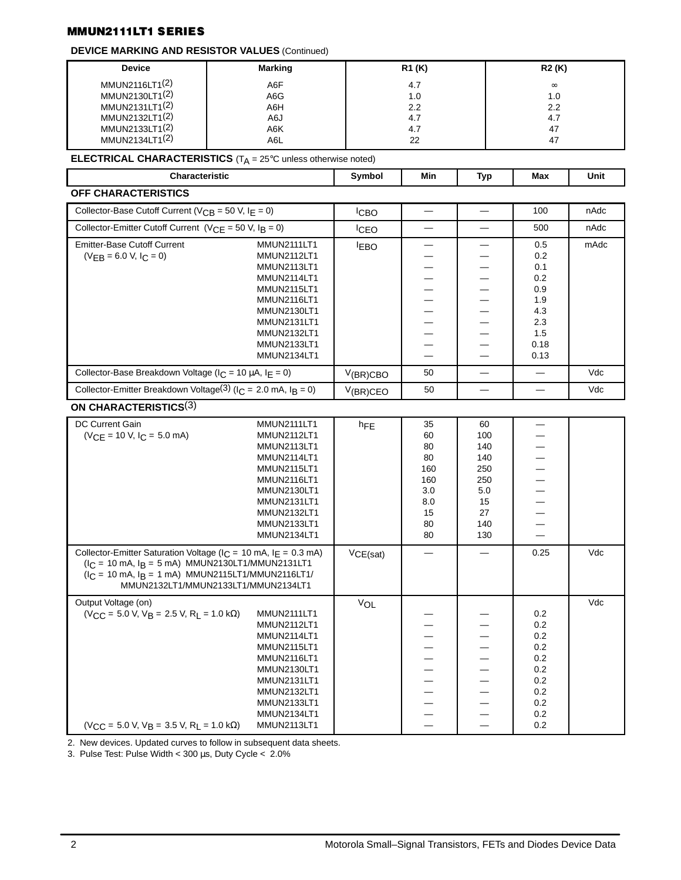## DEVICE MARKING AND RESISTOR VALUES (Continued)

| Device | Marking | R1 (K) | R2 (K) |
|---|---|---|---|
| MMUN2116LT1[2] | A6F | 4.7 | ∞ |
| MMUN2130LT1[2] | A6G | 1.0 | 1.0 |
| MMUN2131LT1[2] | A6H | 2.2 | 2.2 |
| MMUN2132LT1[2] | A6J | 4.7 | 4.7 |
| MMUN2133LT1[2] | A6K | 4.7 | 47 |
| MMUN2134LT1[2] | A6L | 22 | 47 |

## ELECTRICAL CHARACTERISTICS ($T_A$ = 25°C unless otherwise noted)

| Characteristic | | Symbol | Min | Typ | Max | Unit |
|---|---|---|---|---|---|---|
| **OFF CHARACTERISTICS** | | | | | | |
| Collector-Base Cutoff Current ($V_{CB}$ = 50 V, $I_E$ = 0) | | $I_{CBO}$ | — | — | 100 | nAdc |
| Collector-Emitter Cutoff Current ($V_{CE}$ = 50 V, $I_B$ = 0) | | $I_{CEO}$ | — | — | 500 | nAdc |
| Emitter-Base Cutoff Current ($V_{EB}$ = 6.0 V, $I_C$ = 0) | MMUN2111LT1 | $I_{EBO}$ | — | — | 0.5 | mAdc |
| | MMUN2112LT1 | | — | — | 0.2 | |
| | MMUN2113LT1 | | — | — | 0.1 | |
| | MMUN2114LT1 | | — | — | 0.2 | |
| | MMUN2115LT1 | | — | — | 0.9 | |
| | MMUN2116LT1 | | — | — | 1.9 | |
| | MMUN2130LT1 | | — | — | 4.3 | |
| | MMUN2131LT1 | | — | — | 2.3 | |
| | MMUN2132LT1 | | — | — | 1.5 | |
| | MMUN2133LT1 | | — | — | 0.18 | |
| | MMUN2134LT1 | | — | — | 0.13 | |
| Collector-Base Breakdown Voltage ($I_C$ = 10 μA, $I_E$ = 0) | | $V_{(BR)CBO}$ | 50 | — | — | Vdc |
| Collector-Emitter Breakdown Voltage[3] ($I_C$ = 2.0 mA, $I_B$ = 0) | | $V_{(BR)CEO}$ | 50 | — | — | Vdc |
| **ON CHARACTERISTICS[3]** | | | | | | |
| DC Current Gain ($V_{CE}$ = 10 V, $I_C$ = 5.0 mA) | MMUN2111LT1 | $h_{FE}$ | 35 | 60 | — | |
| | MMUN2112LT1 | | 60 | 100 | — | |
| | MMUN2113LT1 | | 80 | 140 | — | |
| | MMUN2114LT1 | | 80 | 140 | — | |
| | MMUN2115LT1 | | 160 | 250 | — | |
| | MMUN2116LT1 | | 160 | 250 | — | |
| | MMUN2130LT1 | | 3.0 | 5.0 | — | |
| | MMUN2131LT1 | | 8.0 | 15 | — | |
| | MMUN2132LT1 | | 15 | 27 | — | |
| | MMUN2133LT1 | | 80 | 140 | — | |
| | MMUN2134LT1 | | 80 | 130 | — | |
| Collector-Emitter Saturation Voltage ($I_C$ = 10 mA, $I_E$ = 0.3 mA) ($I_C$ = 10 mA, $I_B$ = 5 mA) MMUN2130LT1/MMUN2131LT1 ($I_C$ = 10 mA, $I_B$ = 1 mA) MMUN2115LT1/MMUN2116LT1/ MMUN2132LT1/MMUN2133LT1/MMUN2134LT1 | | $V_{CE(sat)}$ | — | — | 0.25 | Vdc |
| Output Voltage (on) ($V_{CC}$ = 5.0 V, $V_B$ = 2.5 V, $R_L$ = 1.0 kΩ) | MMUN2111LT1 | $V_{OL}$ | — | — | 0.2 | Vdc |
| | MMUN2112LT1 | | — | — | 0.2 | |
| | MMUN2114LT1 | | — | — | 0.2 | |
| | MMUN2115LT1 | | — | — | 0.2 | |
| | MMUN2116LT1 | | — | — | 0.2 | |
| | MMUN2130LT1 | | — | — | 0.2 | |
| | MMUN2131LT1 | | — | — | 0.2 | |
| | MMUN2132LT1 | | — | — | 0.2 | |
| | MMUN2133LT1 | | — | — | 0.2 | |
| | MMUN2134LT1 | | — | — | 0.2 | |
| ($V_{CC}$ = 5.0 V, $V_B$ = 3.5 V, $R_L$ = 1.0 kΩ) | MMUN2113LT1 | | — | — | 0.2 | |

2. New devices. Updated curves to follow in subsequent data sheets.
3. Pulse Test: Pulse Width < 300 μs, Duty Cycle < 2.0%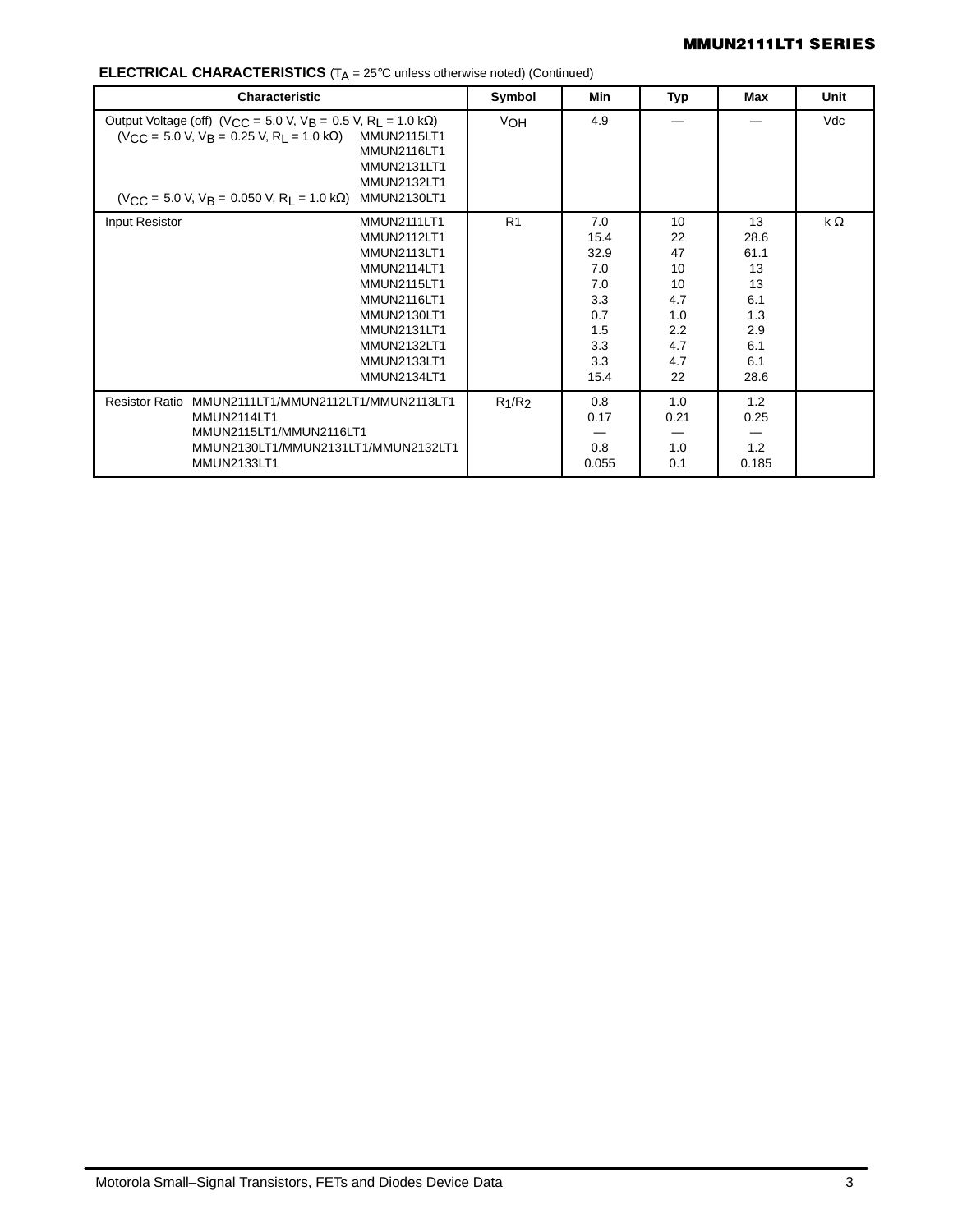**ELECTRICAL CHARACTERISTICS** ($T_A$ = 25°C unless otherwise noted) (Continued)

| Characteristic | | Symbol | Min | Typ | Max | Unit |
|---|---|---|---|---|---|---|
| Output Voltage (off) ($V_{CC}$ = 5.0 V, $V_B$ = 0.5 V, $R_L$ = 1.0 kΩ) | | $V_{OH}$ | 4.9 | — | — | Vdc |
| ($V_{CC}$ = 5.0 V, $V_B$ = 0.25 V, $R_L$ = 1.0 kΩ) | MMUN2115LT1 | | | | | |
| | MMUN2116LT1 | | | | | |
| | MMUN2131LT1 | | | | | |
| | MMUN2132LT1 | | | | | |
| ($V_{CC}$ = 5.0 V, $V_B$ = 0.050 V, $R_L$ = 1.0 kΩ) | MMUN2130LT1 | | | | | |
| Input Resistor | MMUN2111LT1 | R1 | 7.0 | 10 | 13 | k Ω |
| | MMUN2112LT1 | | 15.4 | 22 | 28.6 | |
| | MMUN2113LT1 | | 32.9 | 47 | 61.1 | |
| | MMUN2114LT1 | | 7.0 | 10 | 13 | |
| | MMUN2115LT1 | | 7.0 | 10 | 13 | |
| | MMUN2116LT1 | | 3.3 | 4.7 | 6.1 | |
| | MMUN2130LT1 | | 0.7 | 1.0 | 1.3 | |
| | MMUN2131LT1 | | 1.5 | 2.2 | 2.9 | |
| | MMUN2132LT1 | | 3.3 | 4.7 | 6.1 | |
| | MMUN2133LT1 | | 3.3 | 4.7 | 6.1 | |
| | MMUN2134LT1 | | 15.4 | 22 | 28.6 | |
| Resistor Ratio | MMUN2111LT1/MMUN2112LT1/MMUN2113LT1 | $R_1/R_2$ | 0.8 | 1.0 | 1.2 | |
| | MMUN2114LT1 | | 0.17 | 0.21 | 0.25 | |
| | MMUN2115LT1/MMUN2116LT1 | | — | — | — | |
| | MMUN2130LT1/MMUN2131LT1/MMUN2132LT1 | | 0.8 | 1.0 | 1.2 | |
| | MMUN2133LT1 | | 0.055 | 0.1 | 0.185 | |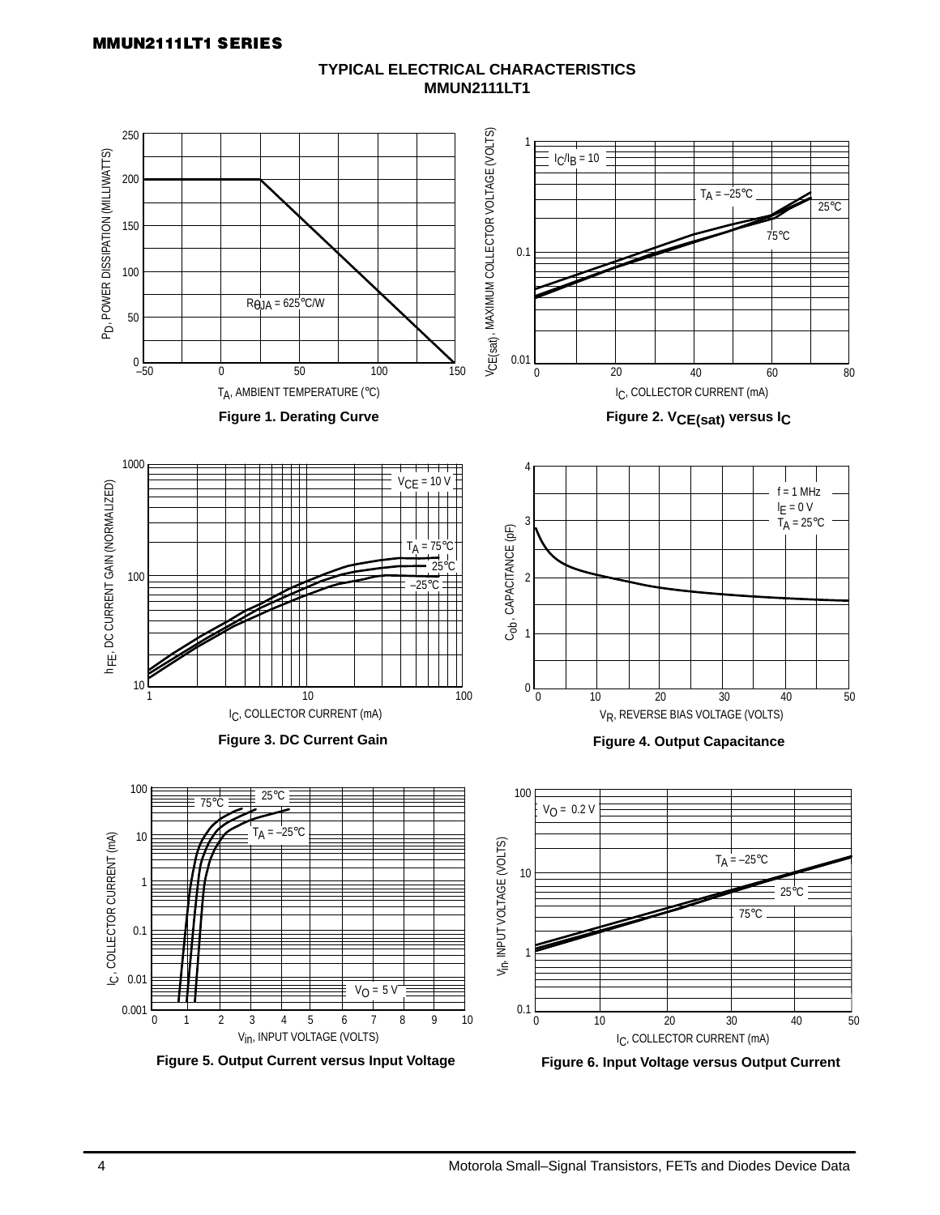## TYPICAL ELECTRICAL CHARACTERISTICS
## MMUN2111LT1

$P_D$, POWER DISSIPATION (MILLIWATTS) vs. $T_A$, AMBIENT TEMPERATURE (°C)

$R_{\theta JA}$ = 625°C/W

**Figure 1. Derating Curve**

$V_{CE(sat)}$, MAXIMUM COLLECTOR VOLTAGE (VOLTS) vs. $I_C$, COLLECTOR CURRENT (mA)

$I_C/I_B$ = 10; $T_A$ = –25°C, 25°C, 75°C

**Figure 2. $V_{CE(sat)}$ versus $I_C$**

$h_{FE}$, DC CURRENT GAIN (NORMALIZED) vs. $I_C$, COLLECTOR CURRENT (mA)

$V_{CE}$ = 10 V; $T_A$ = 75°C, 25°C, –25°C

**Figure 3. DC Current Gain**

$C_{ob}$, CAPACITANCE (pF) vs. $V_R$, REVERSE BIAS VOLTAGE (VOLTS)

f = 1 MHz; $I_E$ = 0 V; $T_A$ = 25°C

**Figure 4. Output Capacitance**

$I_C$, COLLECTOR CURRENT (mA) vs. $V_{in}$, INPUT VOLTAGE (VOLTS)

$V_O$ = 5 V; $T_A$ = 75°C, 25°C, –25°C

**Figure 5. Output Current versus Input Voltage**

$V_{in}$, INPUT VOLTAGE (VOLTS) vs. $I_C$, COLLECTOR CURRENT (mA)

$V_O$ = 0.2 V; $T_A$ = –25°C, 25°C, 75°C

**Figure 6. Input Voltage versus Output Current**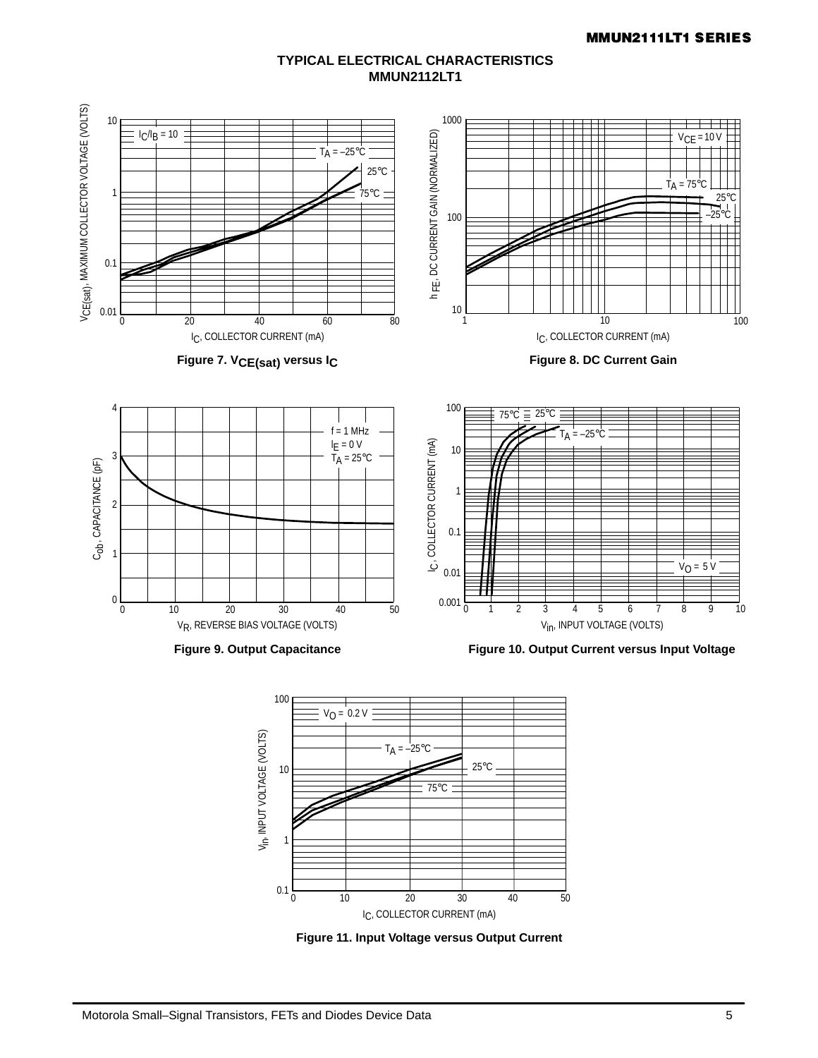## TYPICAL ELECTRICAL CHARACTERISTICS
## MMUN2112LT1

Figure 7. $V_{CE(sat)}$ versus $I_C$

Figure 8. DC Current Gain

Figure 9. Output Capacitance

Figure 10. Output Current versus Input Voltage

Figure 11. Input Voltage versus Output Current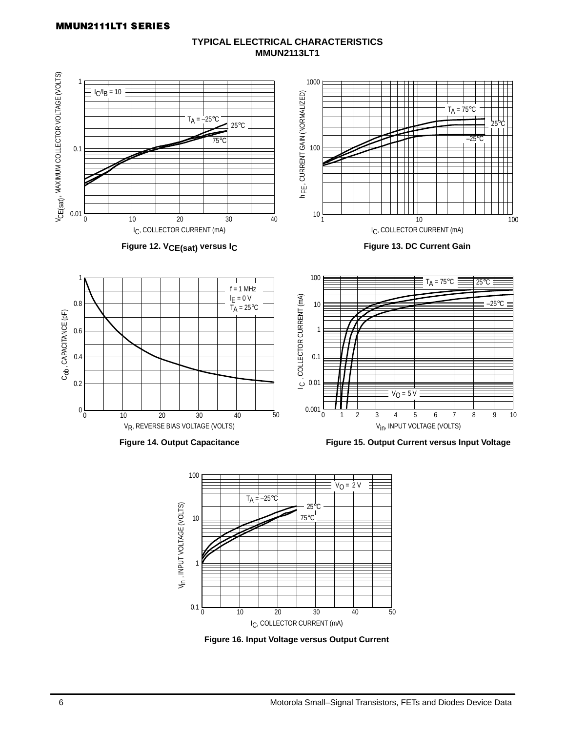## TYPICAL ELECTRICAL CHARACTERISTICS
## MMUN2113LT1

Figure 12. $V_{CE(sat)}$ versus $I_C$

Figure 13. DC Current Gain

Figure 14. Output Capacitance

Figure 15. Output Current versus Input Voltage

Figure 16. Input Voltage versus Output Current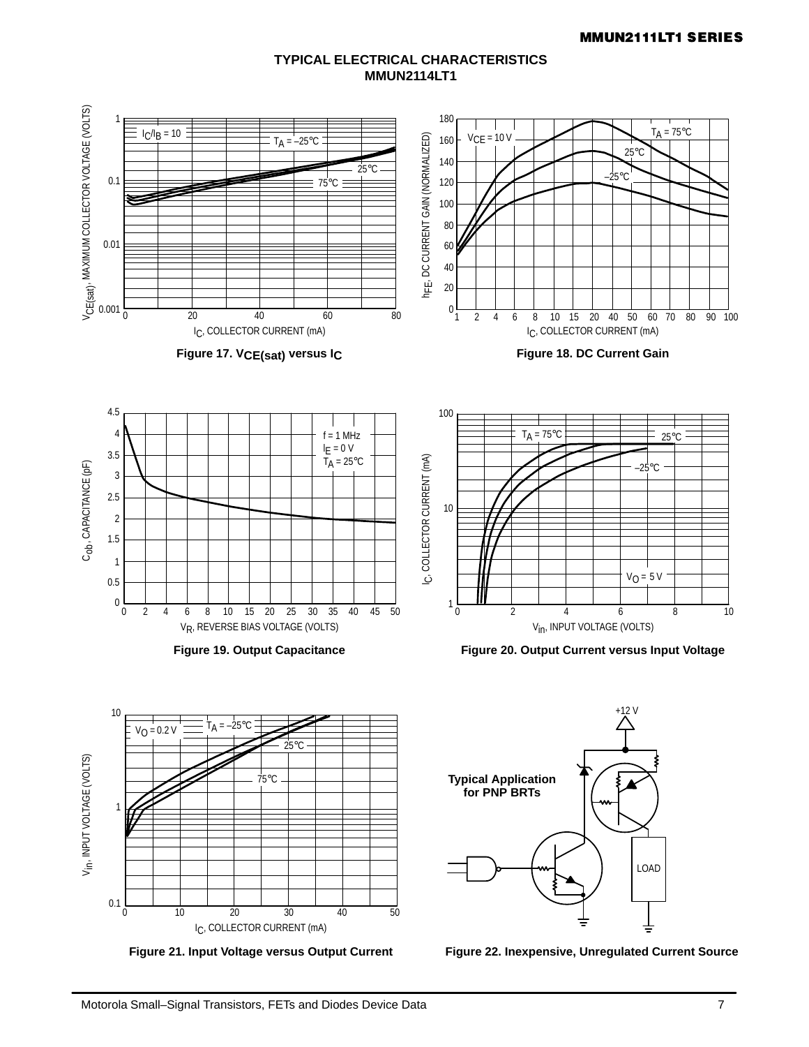## TYPICAL ELECTRICAL CHARACTERISTICS
## MMUN2114LT1

Figure 17. $V_{CE(sat)}$ versus $I_C$

Figure 18. DC Current Gain

Figure 19. Output Capacitance

Figure 20. Output Current versus Input Voltage

Figure 21. Input Voltage versus Output Current

Typical Application for PNP BRTs

Figure 22. Inexpensive, Unregulated Current Source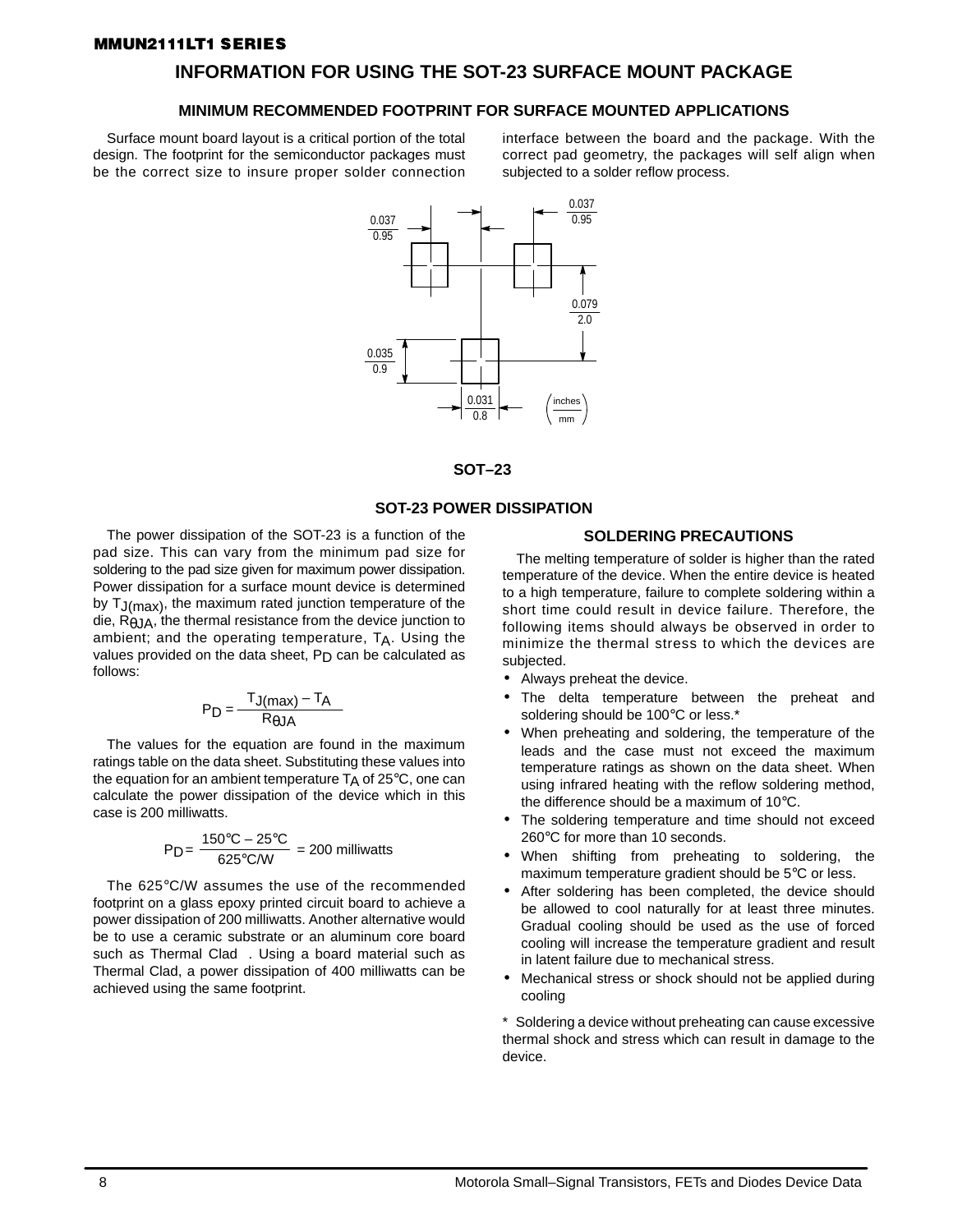## INFORMATION FOR USING THE SOT-23 SURFACE MOUNT PACKAGE

### MINIMUM RECOMMENDED FOOTPRINT FOR SURFACE MOUNTED APPLICATIONS

Surface mount board layout is a critical portion of the total design. The footprint for the semiconductor packages must be the correct size to insure proper solder connection interface between the board and the package. With the correct pad geometry, the packages will self align when subjected to a solder reflow process.

0.037/0.95 0.037/0.95 0.079/2.0 0.035/0.9 0.031/0.8 (inches/mm)

**SOT–23**

### SOT-23 POWER DISSIPATION

The power dissipation of the SOT-23 is a function of the pad size. This can vary from the minimum pad size for soldering to the pad size given for maximum power dissipation. Power dissipation for a surface mount device is determined by $T_{J(max)}$, the maximum rated junction temperature of the die, $R_{\theta JA}$, the thermal resistance from the device junction to ambient; and the operating temperature, $T_A$. Using the values provided on the data sheet, $P_D$ can be calculated as follows:

$$P_D = \frac{T_{J(max)} - T_A}{R_{\theta JA}}$$

The values for the equation are found in the maximum ratings table on the data sheet. Substituting these values into the equation for an ambient temperature $T_A$ of 25°C, one can calculate the power dissipation of the device which in this case is 200 milliwatts.

$$P_D = \frac{150°C - 25°C}{625°C/W} = 200 \text{ milliwatts}$$

The 625°C/W assumes the use of the recommended footprint on a glass epoxy printed circuit board to achieve a power dissipation of 200 milliwatts. Another alternative would be to use a ceramic substrate or an aluminum core board such as Thermal Clad. Using a board material such as Thermal Clad, a power dissipation of 400 milliwatts can be achieved using the same footprint.

### SOLDERING PRECAUTIONS

The melting temperature of solder is higher than the rated temperature of the device. When the entire device is heated to a high temperature, failure to complete soldering within a short time could result in device failure. Therefore, the following items should always be observed in order to minimize the thermal stress to which the devices are subjected.

- Always preheat the device.
- The delta temperature between the preheat and soldering should be 100°C or less.*
- When preheating and soldering, the temperature of the leads and the case must not exceed the maximum temperature ratings as shown on the data sheet. When using infrared heating with the reflow soldering method, the difference should be a maximum of 10°C.
- The soldering temperature and time should not exceed 260°C for more than 10 seconds.
- When shifting from preheating to soldering, the maximum temperature gradient should be 5°C or less.
- After soldering has been completed, the device should be allowed to cool naturally for at least three minutes. Gradual cooling should be used as the use of forced cooling will increase the temperature gradient and result in latent failure due to mechanical stress.
- Mechanical stress or shock should not be applied during cooling

\* Soldering a device without preheating can cause excessive thermal shock and stress which can result in damage to the device.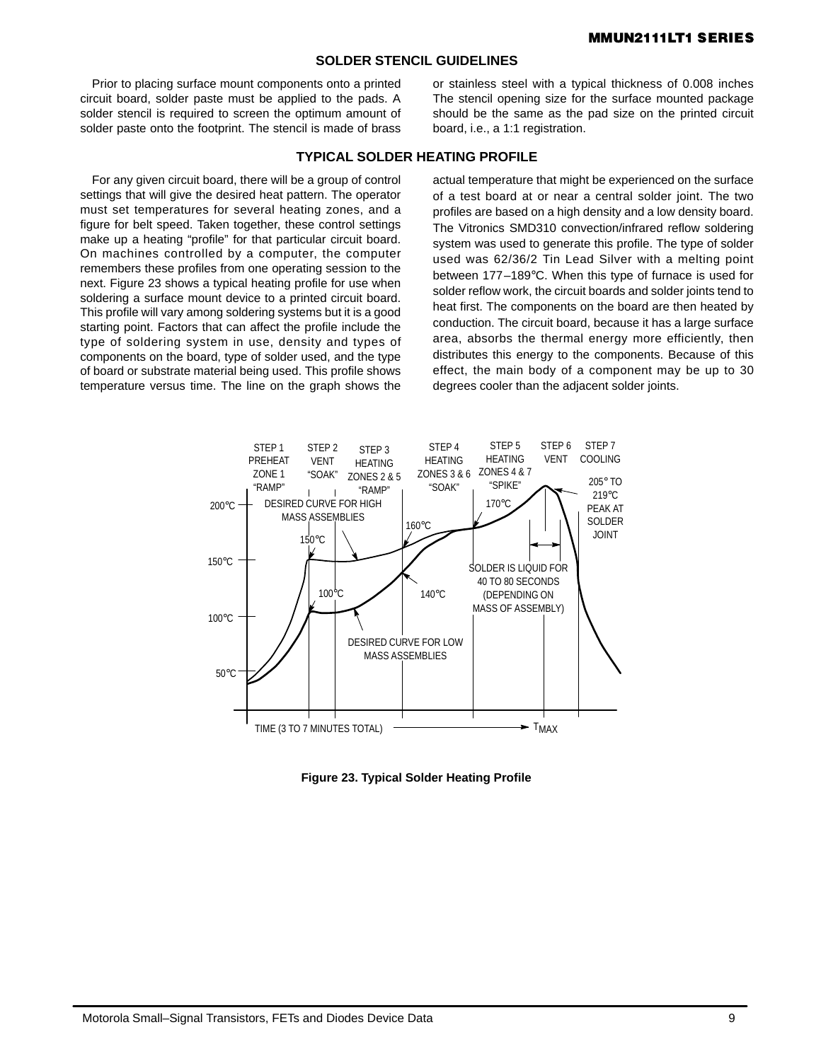## SOLDER STENCIL GUIDELINES

Prior to placing surface mount components onto a printed circuit board, solder paste must be applied to the pads. A solder stencil is required to screen the optimum amount of solder paste onto the footprint. The stencil is made of brass or stainless steel with a typical thickness of 0.008 inches The stencil opening size for the surface mounted package should be the same as the pad size on the printed circuit board, i.e., a 1:1 registration.

## TYPICAL SOLDER HEATING PROFILE

For any given circuit board, there will be a group of control settings that will give the desired heat pattern. The operator must set temperatures for several heating zones, and a figure for belt speed. Taken together, these control settings make up a heating "profile" for that particular circuit board. On machines controlled by a computer, the computer remembers these profiles from one operating session to the next. Figure 23 shows a typical heating profile for use when soldering a surface mount device to a printed circuit board. This profile will vary among soldering systems but it is a good starting point. Factors that can affect the profile include the type of soldering system in use, density and types of components on the board, type of solder used, and the type of board or substrate material being used. This profile shows temperature versus time. The line on the graph shows the actual temperature that might be experienced on the surface of a test board at or near a central solder joint. The two profiles are based on a high density and a low density board. The Vitronics SMD310 convection/infrared reflow soldering system was used to generate this profile. The type of solder used was 62/36/2 Tin Lead Silver with a melting point between 177–189°C. When this type of furnace is used for solder reflow work, the circuit boards and solder joints tend to heat first. The components on the board are then heated by conduction. The circuit board, because it has a large surface area, absorbs the thermal energy more efficiently, then distributes this energy to the components. Because of this effect, the main body of a component may be up to 30 degrees cooler than the adjacent solder joints.

STEP 1 PREHEAT ZONE 1 "RAMP"
STEP 2 VENT "SOAK"
STEP 3 HEATING ZONES 2 & 5 "RAMP"
STEP 4 HEATING ZONES 3 & 6 "SOAK"
STEP 5 HEATING ZONES 4 & 7 "SPIKE"
STEP 6 VENT
STEP 7 COOLING

200°C
150°C
100°C
50°C

DESIRED CURVE FOR HIGH MASS ASSEMBLIES
150°C
160°C
170°C
205° TO 219°C PEAK AT SOLDER JOINT
SOLDER IS LIQUID FOR 40 TO 80 SECONDS (DEPENDING ON MASS OF ASSEMBLY)
100°C
140°C
DESIRED CURVE FOR LOW MASS ASSEMBLIES

TIME (3 TO 7 MINUTES TOTAL)
$T_{MAX}$

**Figure 23. Typical Solder Heating Profile**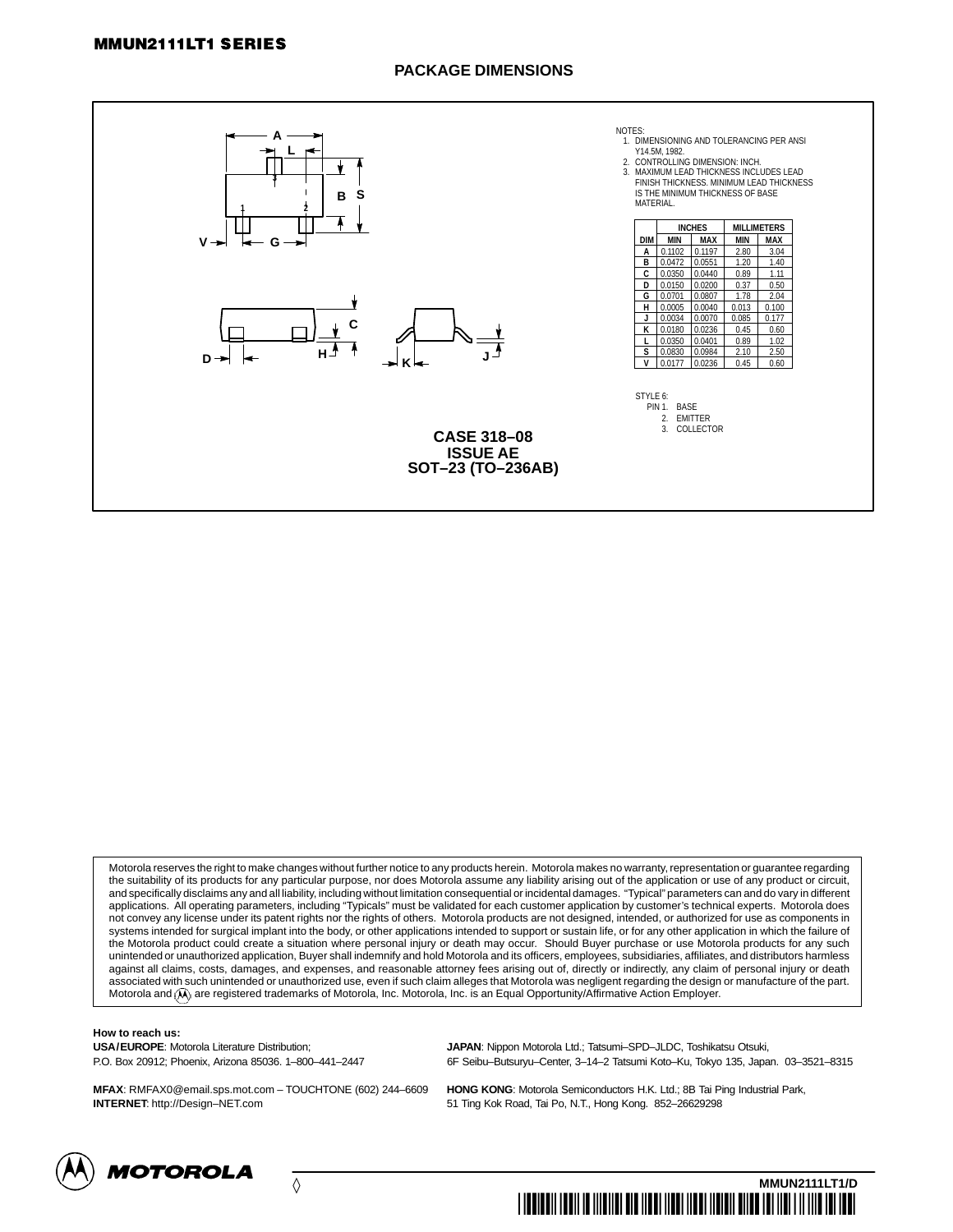## PACKAGE DIMENSIONS

NOTES:
1. DIMENSIONING AND TOLERANCING PER ANSI Y14.5M, 1982.
2. CONTROLLING DIMENSION: INCH.
3. MAXIMUM LEAD THICKNESS INCLUDES LEAD FINISH THICKNESS. MINIMUM LEAD THICKNESS IS THE MINIMUM THICKNESS OF BASE MATERIAL.

| | INCHES | | MILLIMETERS | |
|---|---|---|---|---|
| DIM | MIN | MAX | MIN | MAX |
| A | 0.1102 | 0.1197 | 2.80 | 3.04 |
| B | 0.0472 | 0.0551 | 1.20 | 1.40 |
| C | 0.0350 | 0.0440 | 0.89 | 1.11 |
| D | 0.0150 | 0.0200 | 0.37 | 0.50 |
| G | 0.0701 | 0.0807 | 1.78 | 2.04 |
| H | 0.0005 | 0.0040 | 0.013 | 0.100 |
| J | 0.0034 | 0.0070 | 0.085 | 0.177 |
| K | 0.0180 | 0.0236 | 0.45 | 0.60 |
| L | 0.0350 | 0.0401 | 0.89 | 1.02 |
| S | 0.0830 | 0.0984 | 2.10 | 2.50 |
| V | 0.0177 | 0.0236 | 0.45 | 0.60 |

STYLE 6:
PIN 1. BASE
2. EMITTER
3. COLLECTOR

**CASE 318–08**
**ISSUE AE**
**SOT–23 (TO–236AB)**

Motorola reserves the right to make changes without further notice to any products herein. Motorola makes no warranty, representation or guarantee regarding the suitability of its products for any particular purpose, nor does Motorola assume any liability arising out of the application or use of any product or circuit, and specifically disclaims any and all liability, including without limitation consequential or incidental damages. "Typical" parameters can and do vary in different applications. All operating parameters, including "Typicals" must be validated for each customer application by customer's technical experts. Motorola does not convey any license under its patent rights nor the rights of others. Motorola products are not designed, intended, or authorized for use as components in systems intended for surgical implant into the body, or other applications intended to support or sustain life, or for any other application in which the failure of the Motorola product could create a situation where personal injury or death may occur. Should Buyer purchase or use Motorola products for any such unintended or unauthorized application, Buyer shall indemnify and hold Motorola and its officers, employees, subsidiaries, affiliates, and distributors harmless against all claims, costs, damages, and expenses, and reasonable attorney fees arising out of, directly or indirectly, any claim of personal injury or death associated with such unintended or unauthorized use, even if such claim alleges that Motorola was negligent regarding the design or manufacture of the part. Motorola and Ⓜ are registered trademarks of Motorola, Inc. Motorola, Inc. is an Equal Opportunity/Affirmative Action Employer.

**How to reach us:**

**USA/EUROPE**: Motorola Literature Distribution;
P.O. Box 20912; Phoenix, Arizona 85036. 1–800–441–2447

**MFAX**: RMFAX0@email.sps.mot.com – TOUCHTONE (602) 244–6609
**INTERNET**: http://Design–NET.com

**JAPAN**: Nippon Motorola Ltd.; Tatsumi–SPD–JLDC, Toshikatsu Otsuki,
6F Seibu–Butsuryu–Center, 3–14–2 Tatsumi Koto–Ku, Tokyo 135, Japan. 03–3521–8315

**HONG KONG**: Motorola Semiconductors H.K. Ltd.; 8B Tai Ping Industrial Park,
51 Ting Kok Road, Tai Po, N.T., Hong Kong. 852–26629298

**MOTOROLA**

**MMUN2111LT1/D**